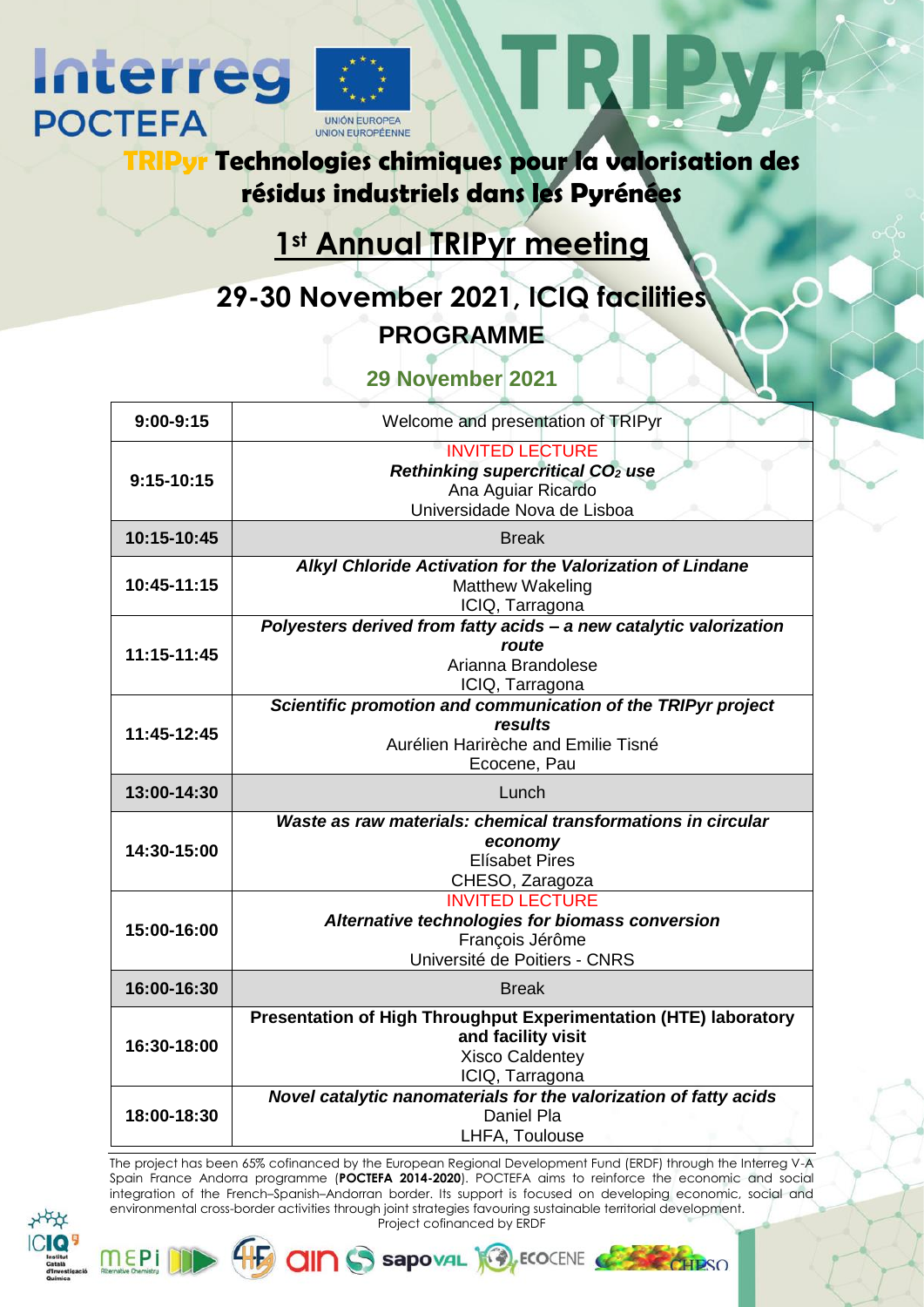# Interreg POCTEFA

UNIÓN EUROPEA
UNION EUROPÉENNE

# TRIPyr

**TRIPyr Technologies chimiques pour la valorisation des résidus industriels dans les Pyrénées**

## 1st Annual TRIPyr meeting

## 29-30 November 2021, ICIQ facilities

### PROGRAMME

### 29 November 2021

| | |
|---|---|
| **9:00-9:15** | Welcome and presentation of TRIPyr |
| **9:15-10:15** | INVITED LECTURE<br>***Rethinking supercritical $CO_2$ use***<br>Ana Aguiar Ricardo<br>Universidade Nova de Lisboa |
| **10:15-10:45** | Break |
| **10:45-11:15** | ***Alkyl Chloride Activation for the Valorization of Lindane***<br>Matthew Wakeling<br>ICIQ, Tarragona |
| **11:15-11:45** | ***Polyesters derived from fatty acids – a new catalytic valorization route***<br>Arianna Brandolese<br>ICIQ, Tarragona |
| **11:45-12:45** | ***Scientific promotion and communication of the TRIPyr project results***<br>Aurélien Harirèche and Emilie Tisné<br>Ecocene, Pau |
| **13:00-14:30** | Lunch |
| **14:30-15:00** | ***Waste as raw materials: chemical transformations in circular economy***<br>Elísabet Pires<br>CHESO, Zaragoza |
| **15:00-16:00** | INVITED LECTURE<br>***Alternative technologies for biomass conversion***<br>François Jérôme<br>Université de Poitiers - CNRS |
| **16:00-16:30** | Break |
| **16:30-18:00** | **Presentation of High Throughput Experimentation (HTE) laboratory and facility visit**<br>Xisco Caldentey<br>ICIQ, Tarragona |
| **18:00-18:30** | ***Novel catalytic nanomaterials for the valorization of fatty acids***<br>Daniel Pla<br>LHFA, Toulouse |

The project has been 65% cofinanced by the European Regional Development Fund (ERDF) through the Interreg V-A Spain France Andorra programme (**POCTEFA 2014-2020**). POCTEFA aims to reinforce the economic and social integration of the French–Spanish–Andorran border. Its support is focused on developing economic, social and environmental cross-border activities through joint strategies favouring sustainable territorial development.

Project cofinanced by ERDF

ICIQ · MEPI · AIN · sapoval · ECOCENE · CHESO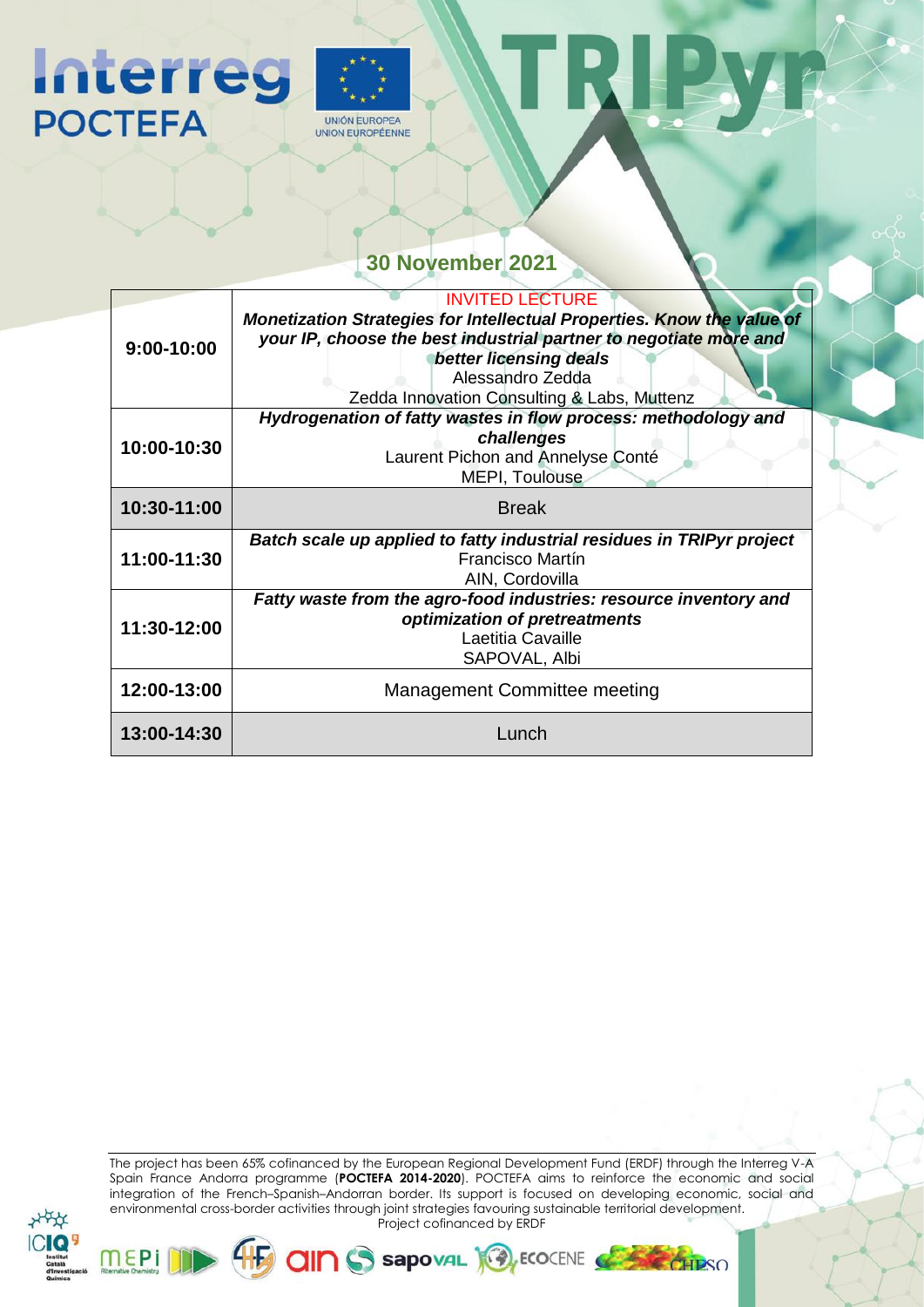## 30 November 2021

| | |
|---|---|
| **9:00-10:00** | INVITED LECTURE<br>***Monetization Strategies for Intellectual Properties. Know the value of your IP, choose the best industrial partner to negotiate more and better licensing deals***<br>Alessandro Zedda<br>Zedda Innovation Consulting & Labs, Muttenz |
| **10:00-10:30** | ***Hydrogenation of fatty wastes in flow process: methodology and challenges***<br>Laurent Pichon and Annelyse Conté<br>MEPI, Toulouse |
| **10:30-11:00** | Break |
| **11:00-11:30** | ***Batch scale up applied to fatty industrial residues in TRIPyr project***<br>Francisco Martín<br>AIN, Cordovilla |
| **11:30-12:00** | ***Fatty waste from the agro-food industries: resource inventory and optimization of pretreatments***<br>Laetitia Cavaille<br>SAPOVAL, Albi |
| **12:00-13:00** | Management Committee meeting |
| **13:00-14:30** | Lunch |

The project has been 65% cofinanced by the European Regional Development Fund (ERDF) through the Interreg V-A Spain France Andorra programme (**POCTEFA 2014-2020**). POCTEFA aims to reinforce the economic and social integration of the French–Spanish–Andorran border. Its support is focused on developing economic, social and environmental cross-border activities through joint strategies favouring sustainable territorial development.
Project cofinanced by ERDF